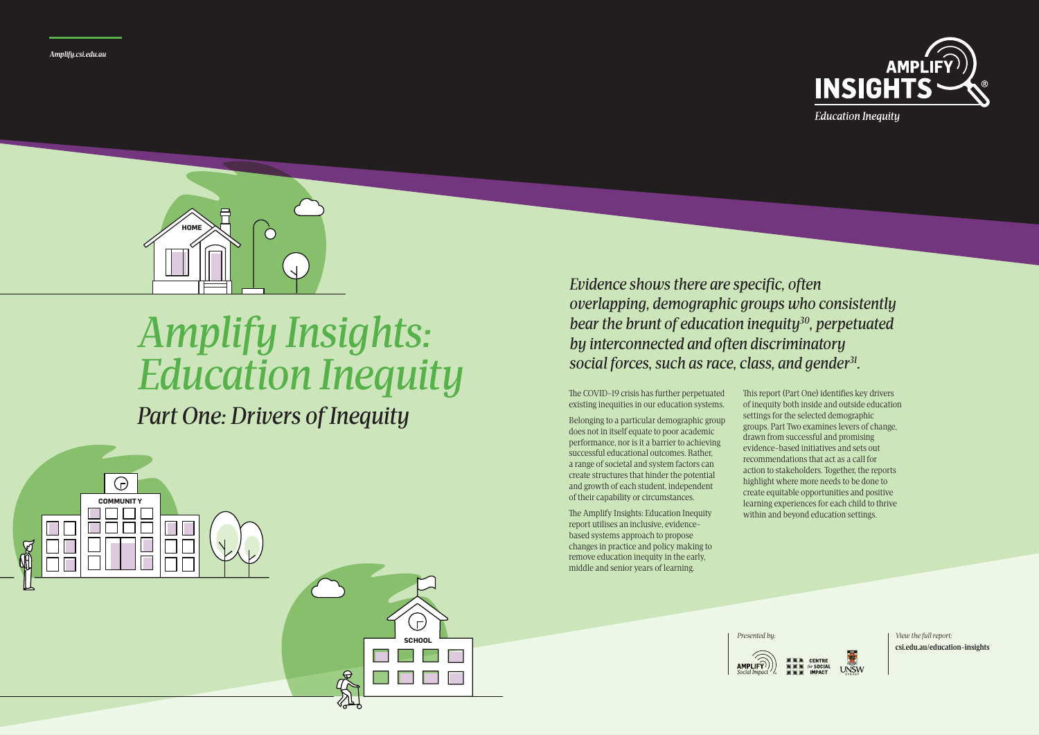Amplify.csi.edu.au

AMPLIFY INSIGHTS

*Education Inequity*

# *Amplify Insights: Education Inequity*

## *Part One: Drivers of Inequity*

*Evidence shows there are specific, often overlapping, demographic groups who consistently bear the brunt of education inequity[30], perpetuated by interconnected and often discriminatory social forces, such as race, class, and gender[31].*

The COVID-19 crisis has further perpetuated existing inequities in our education systems.

Belonging to a particular demographic group does not in itself equate to poor academic performance, nor is it a barrier to achieving successful educational outcomes. Rather, a range of societal and system factors can create structures that hinder the potential and growth of each student, independent of their capability or circumstances.

The Amplify Insights: Education Inequity report utilises an inclusive, evidence-based systems approach to propose changes in practice and policy making to remove education inequity in the early, middle and senior years of learning.

This report (Part One) identifies key drivers of inequity both inside and outside education settings for the selected demographic groups. Part Two examines levers of change, drawn from successful and promising evidence-based initiatives and sets out recommendations that act as a call for action to stakeholders. Together, the reports highlight where more needs to be done to create equitable opportunities and positive learning experiences for each child to thrive within and beyond education settings.

*Presented by:*

AMPLIFY Social Impact | CENTRE for SOCIAL IMPACT | UNSW SYDNEY

*View the full report:*
csi.edu.au/education-insights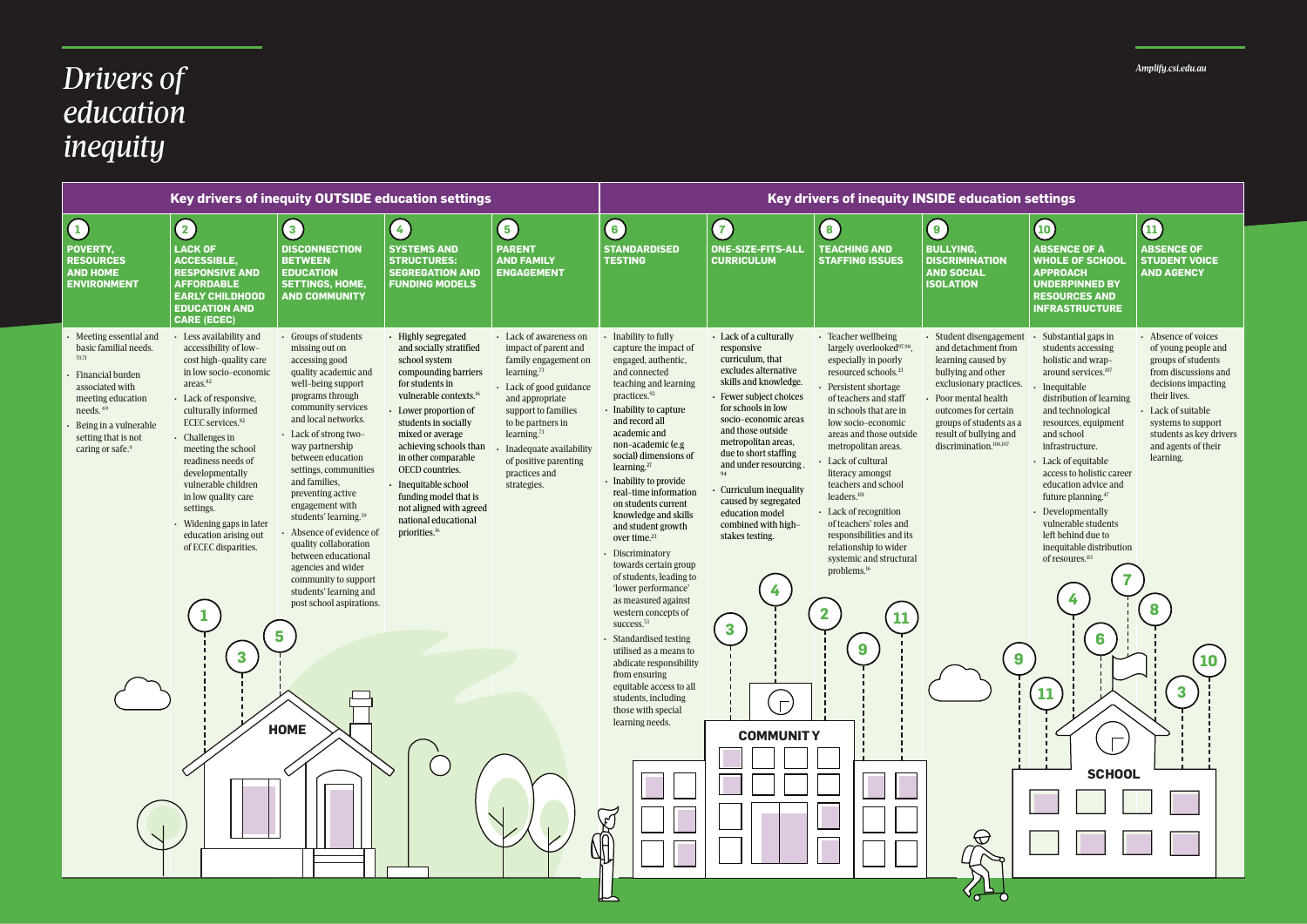# *Drivers of education inequity*

## Key drivers of inequity OUTSIDE education settings

### 1 POVERTY, RESOURCES AND HOME ENVIRONMENT

- Meeting essential and basic familial needs.[70,71]
- Financial burden associated with meeting education needs.[69]
- Being in a vulnerable setting that is not caring or safe.[9]

### 2 LACK OF ACCESSIBLE, RESPONSIVE AND AFFORDABLE EARLY CHILDHOOD EDUCATION AND CARE (ECEC)

- Less availability and accessibility of low-cost high-quality care in low socio-economic areas.[82]
- Lack of responsive, culturally informed ECEC services.[82]
- Challenges in meeting the school readiness needs of developmentally vulnerable children in low quality care settings.
- Widening gaps in later education arising out of ECEC disparities.

### 3 DISCONNECTION BETWEEN EDUCATION SETTINGS, HOME, AND COMMUNITY

- Groups of students missing out on accessing good quality academic and well-being support programs through community services and local networks.
- Lack of strong two-way partnership between education settings, communities and families, preventing active engagement with students' learning.[39]
- Absence of evidence of quality collaboration between educational agencies and wider community to support students' learning and post school aspirations.

### 4 SYSTEMS AND STRUCTURES: SEGREGATION AND FUNDING MODELS

- Highly segregated and socially stratified school system compounding barriers for students in vulnerable contexts.[16]
- Lower proportion of students in socially mixed or average achieving schools than in other comparable OECD countries.
- Inequitable school funding model that is not aligned with agreed national educational priorities.[16]

### 5 PARENT AND FAMILY ENGAGEMENT

- Lack of awareness on impact of parent and family engagement on learning.[73]
- Lack of good guidance and appropriate support to families to be partners in learning.[73]
- Inadequate availability of positive parenting practices and strategies.

## Key drivers of inequity INSIDE education settings

### 6 STANDARDISED TESTING

- Inability to fully capture the impact of engaged, authentic, and connected teaching and learning practices.[92]
- Inability to capture and record all academic and non-academic (e.g social) dimensions of learning.[27]
- Inability to provide real-time information on students current knowledge and skills and student growth over time.[23]
- Discriminatory towards certain group of students, leading to 'lower performance' as measured against western concepts of success.[53]
- Standardised testing utilised as a means to abdicate responsibility from ensuring equitable access to all students, including those with special learning needs.

### 7 ONE-SIZE-FITS-ALL CURRICULUM

- Lack of a culturally responsive curriculum, that excludes alternative skills and knowledge.
- Fewer subject choices for schools in low socio-economic areas and those outside metropolitan areas, due to short staffing and under resourcing.[94]
- Curriculum inequality caused by segregated education model combined with high-stakes testing.

### 8 TEACHING AND STAFFING ISSUES

- Teacher wellbeing largely overlooked[97,98], especially in poorly resourced schools.[23]
- Persistent shortage of teachers and staff in schools that are in low socio-economic areas and those outside metropolitan areas.
- Lack of cultural literacy amongst teachers and school leaders.[101]
- Lack of recognition of teachers' roles and responsibilities and its relationship to wider systemic and structural problems.[16]

### 9 BULLYING, DISCRIMINATION AND SOCIAL ISOLATION

- Student disengagement and detachment from learning caused by bullying and other exclusionary practices.
- Poor mental health outcomes for certain groups of students as a result of bullying and discrimination.[106,107]

### 10 ABSENCE OF A WHOLE OF SCHOOL APPROACH UNDERPINNED BY RESOURCES AND INFRASTRUCTURE

- Substantial gaps in students accessing holistic and wrap-around services.[107]
- Inequitable distribution of learning and technological resources, equipment and school infrastructure.
- Lack of equitable access to holistic career education advice and future planning.[47]
- Developmentally vulnerable students left behind due to inequitable distribution of resources.[113]

### 11 ABSENCE OF STUDENT VOICE AND AGENCY

- Absence of voices of young people and groups of students from discussions and decisions impacting their lives.
- Lack of suitable systems to support students as key drivers and agents of their learning.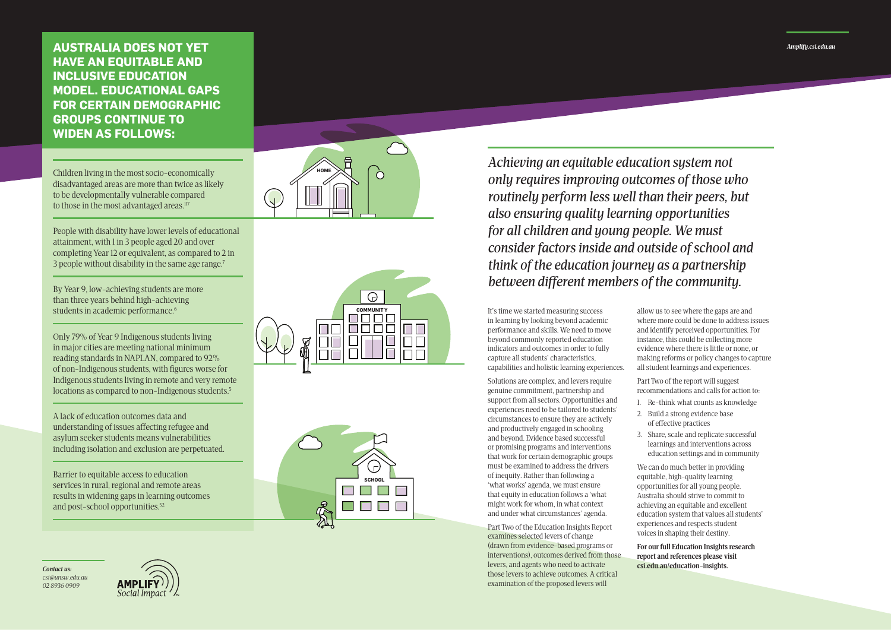## AUSTRALIA DOES NOT YET HAVE AN EQUITABLE AND INCLUSIVE EDUCATION MODEL. EDUCATIONAL GAPS FOR CERTAIN DEMOGRAPHIC GROUPS CONTINUE TO WIDEN AS FOLLOWS:

Children living in the most socio-economically disadvantaged areas are more than twice as likely to be developmentally vulnerable compared to those in the most advantaged areas.[117]

People with disability have lower levels of educational attainment, with 1 in 3 people aged 20 and over completing Year 12 or equivalent, as compared to 2 in 3 people without disability in the same age range.[7]

By Year 9, low-achieving students are more than three years behind high-achieving students in academic performance.[6]

Only 79% of Year 9 Indigenous students living in major cities are meeting national minimum reading standards in NAPLAN, compared to 92% of non-Indigenous students, with figures worse for Indigenous students living in remote and very remote locations as compared to non-Indigenous students.[5]

A lack of education outcomes data and understanding of issues affecting refugee and asylum seeker students means vulnerabilities including isolation and exclusion are perpetuated.

Barrier to equitable access to education services in rural, regional and remote areas results in widening gaps in learning outcomes and post-school opportunities.[52]

HOME

COMMUNITY

SCHOOL

*Achieving an equitable education system not only requires improving outcomes of those who routinely perform less well than their peers, but also ensuring quality learning opportunities for all children and young people. We must consider factors inside and outside of school and think of the education journey as a partnership between different members of the community.*

It's time we started measuring success in learning by looking beyond academic performance and skills. We need to move beyond commonly reported education indicators and outcomes in order to fully capture all students' characteristics, capabilities and holistic learning experiences.

Solutions are complex, and levers require genuine commitment, partnership and support from all sectors. Opportunities and experiences need to be tailored to students' circumstances to ensure they are actively and productively engaged in schooling and beyond. Evidence based successful or promising programs and interventions that work for certain demographic groups must be examined to address the drivers of inequity. Rather than following a 'what works' agenda, we must ensure that equity in education follows a 'what might work for whom, in what context and under what circumstances' agenda.

Part Two of the Education Insights Report examines selected levers of change (drawn from evidence-based programs or interventions), outcomes derived from those levers, and agents who need to activate those levers to achieve outcomes. A critical examination of the proposed levers will allow us to see where the gaps are and where more could be done to address issues and identify perceived opportunities. For instance, this could be collecting more evidence where there is little or none, or making reforms or policy changes to capture all student learnings and experiences.

Part Two of the report will suggest recommendations and calls for action to:

1. Re-think what counts as knowledge
2. Build a strong evidence base of effective practices
3. Share, scale and replicate successful learnings and interventions across education settings and in community

We can do much better in providing equitable, high-quality learning opportunities for all young people. Australia should strive to commit to achieving an equitable and excellent education system that values all students' experiences and respects student voices in shaping their destiny.

**For our full Education Insights research report and references please visit csi.edu.au/education-insights.**

*Contact us:*
*csi@unsw.edu.au*
*02 8936 0909*

AMPLIFY Social Impact

*Amplify.csi.edu.au*